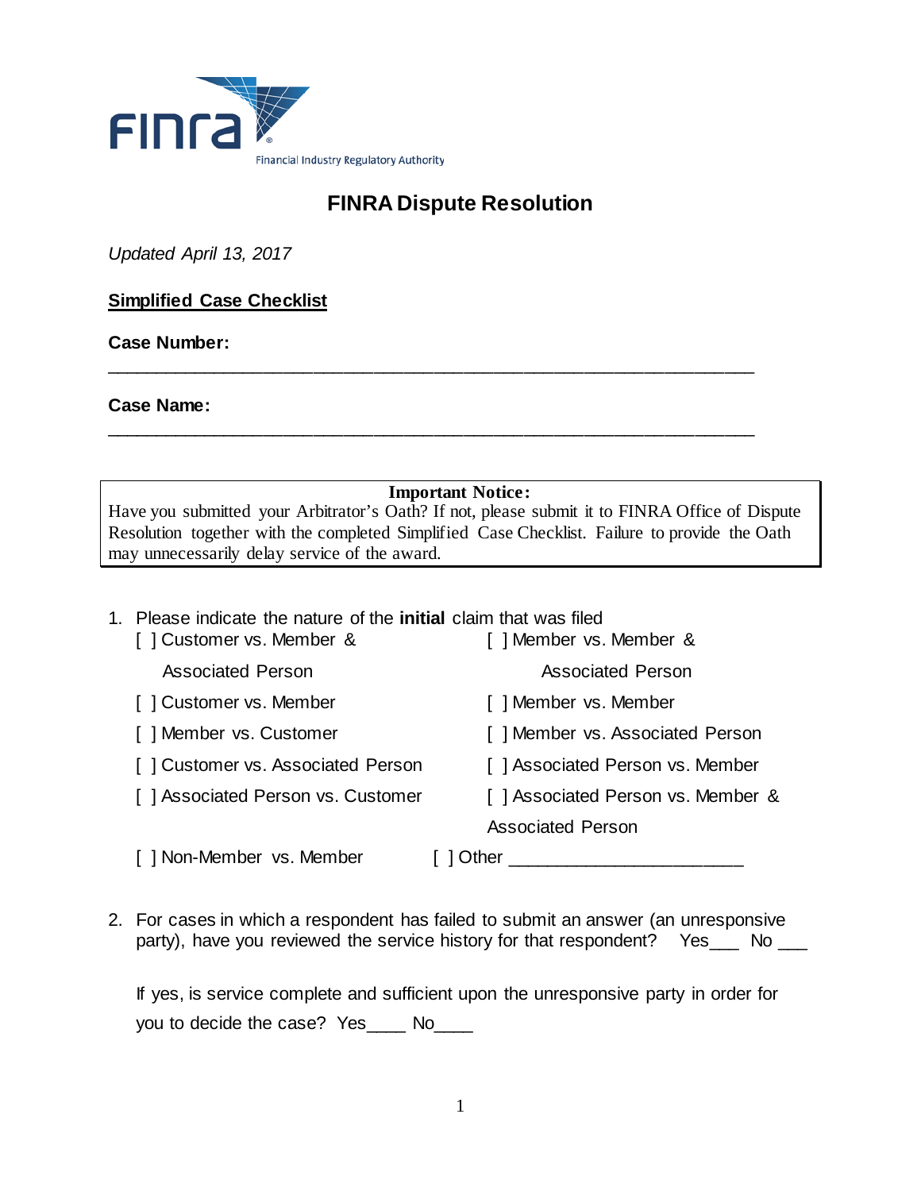FINRA
Financial Industry Regulatory Authority

# FINRA Dispute Resolution

*Updated April 13, 2017*

**Simplified Case Checklist**

**Case Number:** ____________________________________________________________

**Case Name:** ____________________________________________________________

> **Important Notice:**
> Have you submitted your Arbitrator's Oath? If not, please submit it to FINRA Office of Dispute Resolution together with the completed Simplified Case Checklist. Failure to provide the Oath may unnecessarily delay service of the award.

1. Please indicate the nature of the **initial** claim that was filed

   [ ] Customer vs. Member & Associated Person

   [ ] Customer vs. Member

   [ ] Member vs. Customer

   [ ] Customer vs. Associated Person

   [ ] Associated Person vs. Customer

   [ ] Non-Member vs. Member

   [ ] Member vs. Member & Associated Person

   [ ] Member vs. Member

   [ ] Member vs. Associated Person

   [ ] Associated Person vs. Member

   [ ] Associated Person vs. Member & Associated Person

   [ ] Other ________________________

2. For cases in which a respondent has failed to submit an answer (an unresponsive party), have you reviewed the service history for that respondent? Yes___ No ___

   If yes, is service complete and sufficient upon the unresponsive party in order for you to decide the case? Yes____ No____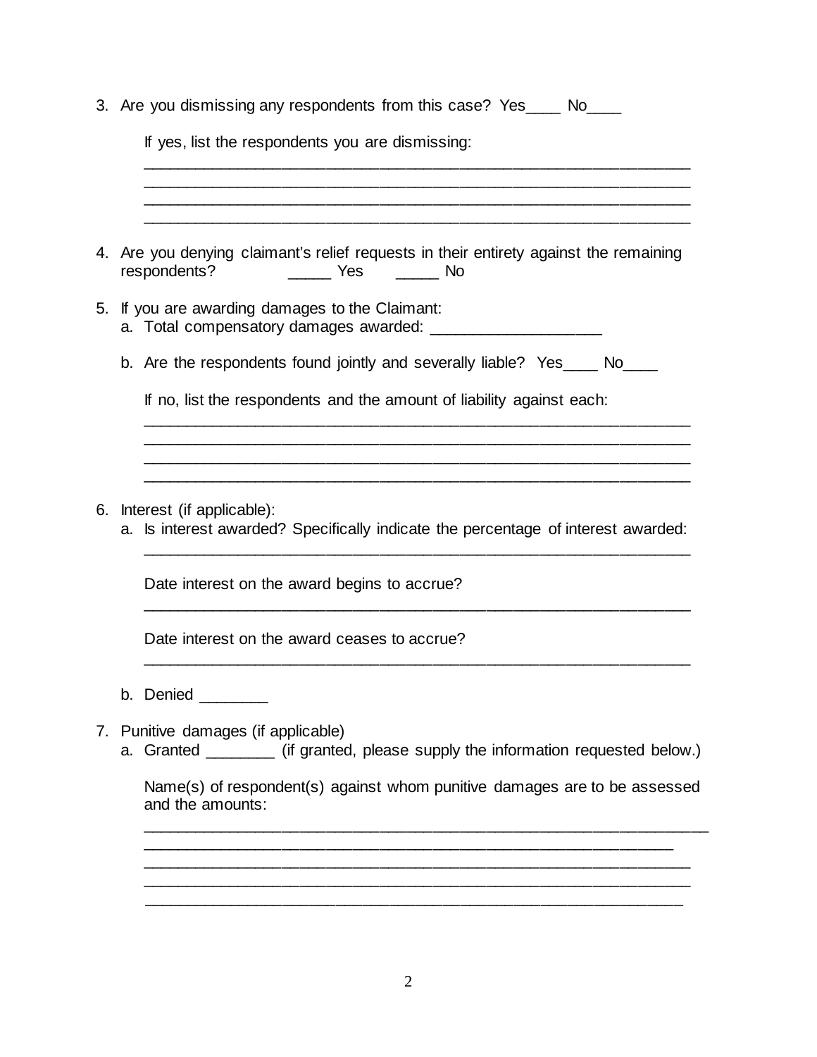3. Are you dismissing any respondents from this case? Yes____ No____

   If yes, list the respondents you are dismissing:
   ______________________________________________________________
   ______________________________________________________________
   ______________________________________________________________
   ______________________________________________________________

4. Are you denying claimant's relief requests in their entirety against the remaining respondents? _____ Yes _____ No

5. If you are awarding damages to the Claimant:
   a. Total compensatory damages awarded: ___________________

   b. Are the respondents found jointly and severally liable? Yes____ No____

      If no, list the respondents and the amount of liability against each:
      ______________________________________________________________
      ______________________________________________________________
      ______________________________________________________________
      ______________________________________________________________

6. Interest (if applicable):
   a. Is interest awarded? Specifically indicate the percentage of interest awarded:
      ______________________________________________________________

      Date interest on the award begins to accrue?
      ______________________________________________________________

      Date interest on the award ceases to accrue?
      ______________________________________________________________

   b. Denied ________

7. Punitive damages (if applicable)
   a. Granted ________ (if granted, please supply the information requested below.)

      Name(s) of respondent(s) against whom punitive damages are to be assessed and the amounts:
      ______________________________________________________________
      ______________________________________________________________
      ______________________________________________________________
      ______________________________________________________________
      ______________________________________________________________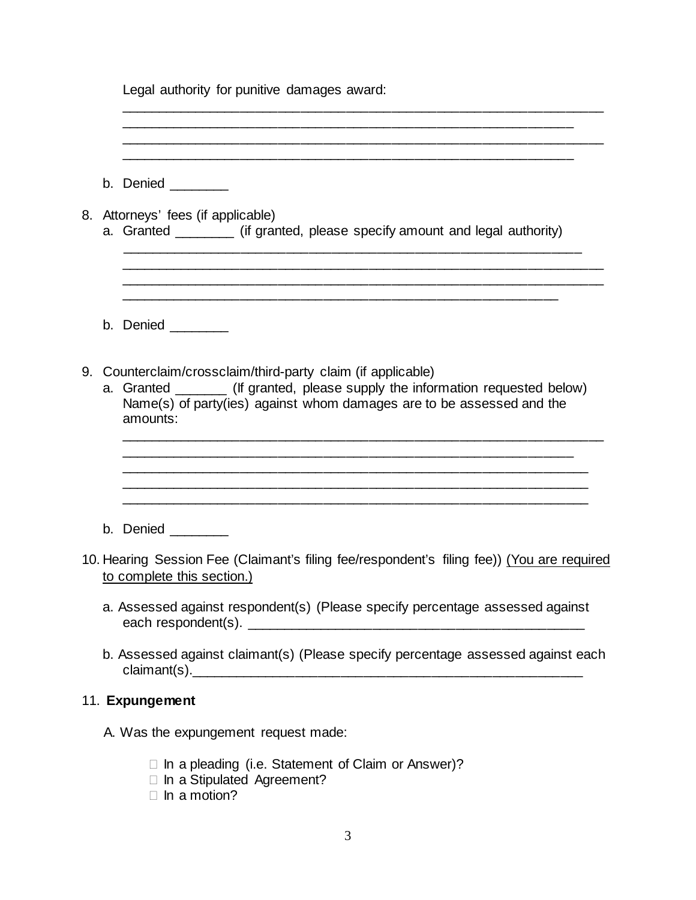Legal authority for punitive damages award:

________________________________________________________________
____________________________________________________________
________________________________________________________________
____________________________________________________________

b. Denied ________

8. Attorneys' fees (if applicable)
   a. Granted ________ (if granted, please specify amount and legal authority)

   ______________________________________________________________
   ________________________________________________________________
   ________________________________________________________________
   __________________________________________________________

   b. Denied ________

9. Counterclaim/crossclaim/third-party claim (if applicable)
   a. Granted _______ (If granted, please supply the information requested below)
   Name(s) of party(ies) against whom damages are to be assessed and the amounts:

   ________________________________________________________________
   ____________________________________________________________
   ______________________________________________________________
   ______________________________________________________________
   ______________________________________________________________

   b. Denied ________

10. Hearing Session Fee (Claimant's filing fee/respondent's filing fee)) <u>(You are required to complete this section.)</u>

    a. Assessed against respondent(s) (Please specify percentage assessed against each respondent(s). _____________________________________________

    b. Assessed against claimant(s) (Please specify percentage assessed against each claimant(s).____________________________________________________

11. **Expungement**

    A. Was the expungement request made:

    - ☐ In a pleading (i.e. Statement of Claim or Answer)?
    - ☐ In a Stipulated Agreement?
    - ☐ In a motion?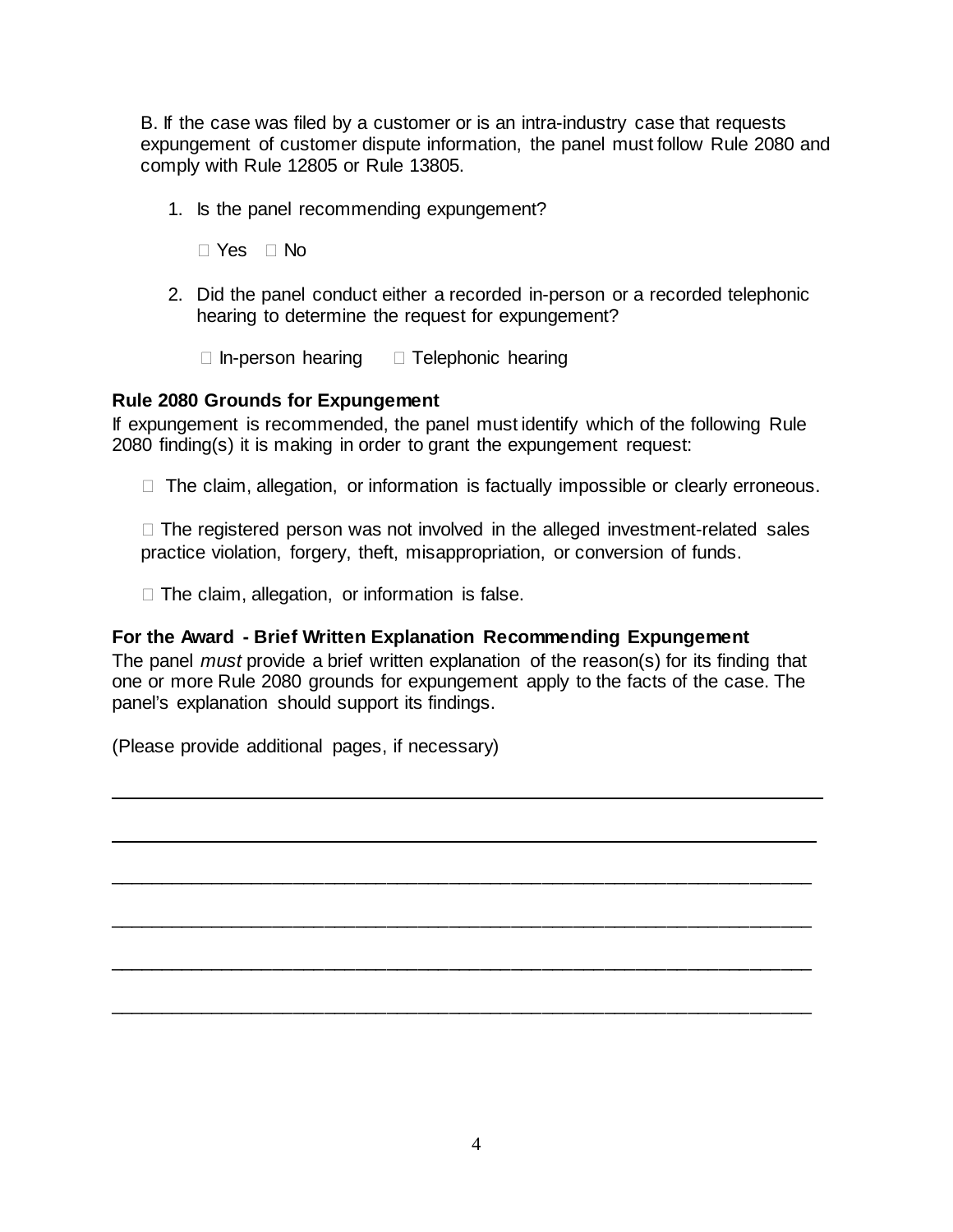B. If the case was filed by a customer or is an intra-industry case that requests expungement of customer dispute information, the panel must follow Rule 2080 and comply with Rule 12805 or Rule 13805.

1. Is the panel recommending expungement?

   ☐ Yes ☐ No

2. Did the panel conduct either a recorded in-person or a recorded telephonic hearing to determine the request for expungement?

   ☐ In-person hearing ☐ Telephonic hearing

**Rule 2080 Grounds for Expungement**

If expungement is recommended, the panel must identify which of the following Rule 2080 finding(s) it is making in order to grant the expungement request:

☐ The claim, allegation, or information is factually impossible or clearly erroneous.

☐ The registered person was not involved in the alleged investment-related sales practice violation, forgery, theft, misappropriation, or conversion of funds.

☐ The claim, allegation, or information is false.

**For the Award - Brief Written Explanation Recommending Expungement**

The panel *must* provide a brief written explanation of the reason(s) for its finding that one or more Rule 2080 grounds for expungement apply to the facts of the case. The panel's explanation should support its findings.

(Please provide additional pages, if necessary)

______________________________________________________________________

______________________________________________________________________

______________________________________________________________________

______________________________________________________________________

______________________________________________________________________

______________________________________________________________________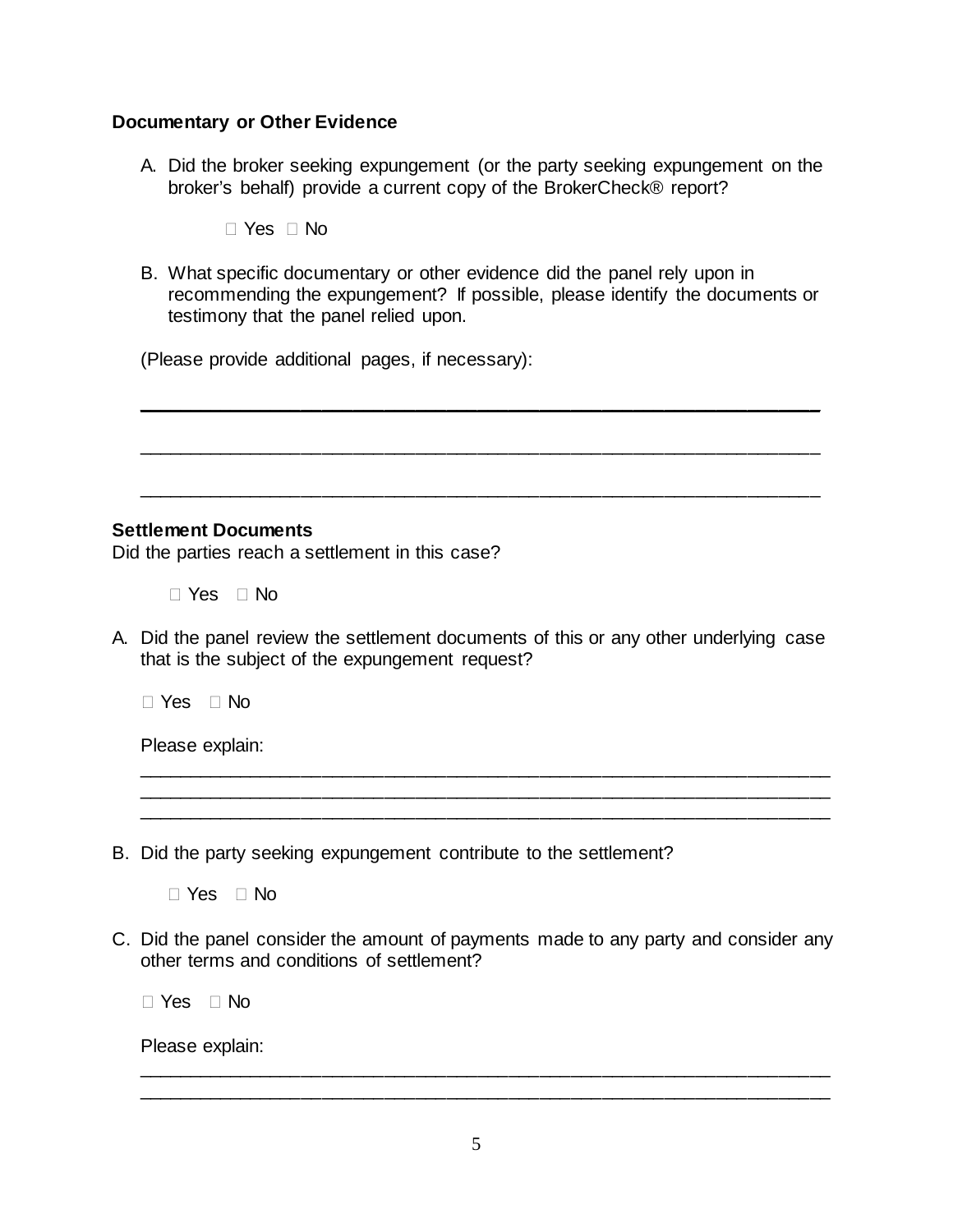**Documentary or Other Evidence**

A. Did the broker seeking expungement (or the party seeking expungement on the broker's behalf) provide a current copy of the BrokerCheck® report?

   ☐ Yes ☐ No

B. What specific documentary or other evidence did the panel rely upon in recommending the expungement? If possible, please identify the documents or testimony that the panel relied upon.

(Please provide additional pages, if necessary):

___________________________________________________________________

___________________________________________________________________

___________________________________________________________________

**Settlement Documents**

Did the parties reach a settlement in this case?

☐ Yes ☐ No

A. Did the panel review the settlement documents of this or any other underlying case that is the subject of the expungement request?

   ☐ Yes ☐ No

   Please explain:

   ___________________________________________________________________
   ___________________________________________________________________
   ___________________________________________________________________

B. Did the party seeking expungement contribute to the settlement?

   ☐ Yes ☐ No

C. Did the panel consider the amount of payments made to any party and consider any other terms and conditions of settlement?

   ☐ Yes ☐ No

   Please explain:

   ___________________________________________________________________
   ___________________________________________________________________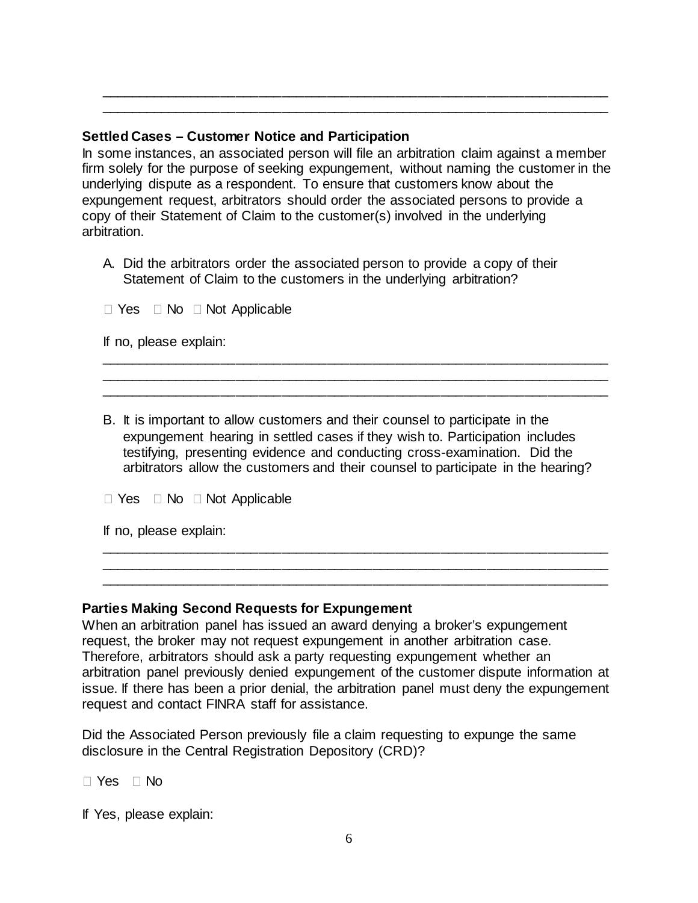\_\_\_\_\_\_\_\_\_\_\_\_\_\_\_\_\_\_\_\_\_\_\_\_\_\_\_\_\_\_\_\_\_\_\_\_\_\_\_\_\_\_\_\_\_\_\_\_\_\_\_\_\_\_\_\_\_\_\_\_\_\_\_\_\_\_
\_\_\_\_\_\_\_\_\_\_\_\_\_\_\_\_\_\_\_\_\_\_\_\_\_\_\_\_\_\_\_\_\_\_\_\_\_\_\_\_\_\_\_\_\_\_\_\_\_\_\_\_\_\_\_\_\_\_\_\_\_\_\_\_\_\_

**Settled Cases – Customer Notice and Participation**

In some instances, an associated person will file an arbitration claim against a member firm solely for the purpose of seeking expungement, without naming the customer in the underlying dispute as a respondent. To ensure that customers know about the expungement request, arbitrators should order the associated persons to provide a copy of their Statement of Claim to the customer(s) involved in the underlying arbitration.

A. Did the arbitrators order the associated person to provide a copy of their Statement of Claim to the customers in the underlying arbitration?

☐ Yes ☐ No ☐ Not Applicable

If no, please explain:

\_\_\_\_\_\_\_\_\_\_\_\_\_\_\_\_\_\_\_\_\_\_\_\_\_\_\_\_\_\_\_\_\_\_\_\_\_\_\_\_\_\_\_\_\_\_\_\_\_\_\_\_\_\_\_\_\_\_\_\_\_\_\_\_\_\_
\_\_\_\_\_\_\_\_\_\_\_\_\_\_\_\_\_\_\_\_\_\_\_\_\_\_\_\_\_\_\_\_\_\_\_\_\_\_\_\_\_\_\_\_\_\_\_\_\_\_\_\_\_\_\_\_\_\_\_\_\_\_\_\_\_\_
\_\_\_\_\_\_\_\_\_\_\_\_\_\_\_\_\_\_\_\_\_\_\_\_\_\_\_\_\_\_\_\_\_\_\_\_\_\_\_\_\_\_\_\_\_\_\_\_\_\_\_\_\_\_\_\_\_\_\_\_\_\_\_\_\_\_

B. It is important to allow customers and their counsel to participate in the expungement hearing in settled cases if they wish to. Participation includes testifying, presenting evidence and conducting cross-examination. Did the arbitrators allow the customers and their counsel to participate in the hearing?

☐ Yes ☐ No ☐ Not Applicable

If no, please explain:

\_\_\_\_\_\_\_\_\_\_\_\_\_\_\_\_\_\_\_\_\_\_\_\_\_\_\_\_\_\_\_\_\_\_\_\_\_\_\_\_\_\_\_\_\_\_\_\_\_\_\_\_\_\_\_\_\_\_\_\_\_\_\_\_\_\_
\_\_\_\_\_\_\_\_\_\_\_\_\_\_\_\_\_\_\_\_\_\_\_\_\_\_\_\_\_\_\_\_\_\_\_\_\_\_\_\_\_\_\_\_\_\_\_\_\_\_\_\_\_\_\_\_\_\_\_\_\_\_\_\_\_\_
\_\_\_\_\_\_\_\_\_\_\_\_\_\_\_\_\_\_\_\_\_\_\_\_\_\_\_\_\_\_\_\_\_\_\_\_\_\_\_\_\_\_\_\_\_\_\_\_\_\_\_\_\_\_\_\_\_\_\_\_\_\_\_\_\_\_

**Parties Making Second Requests for Expungement**

When an arbitration panel has issued an award denying a broker's expungement request, the broker may not request expungement in another arbitration case. Therefore, arbitrators should ask a party requesting expungement whether an arbitration panel previously denied expungement of the customer dispute information at issue. If there has been a prior denial, the arbitration panel must deny the expungement request and contact FINRA staff for assistance.

Did the Associated Person previously file a claim requesting to expunge the same disclosure in the Central Registration Depository (CRD)?

☐ Yes ☐ No

If Yes, please explain: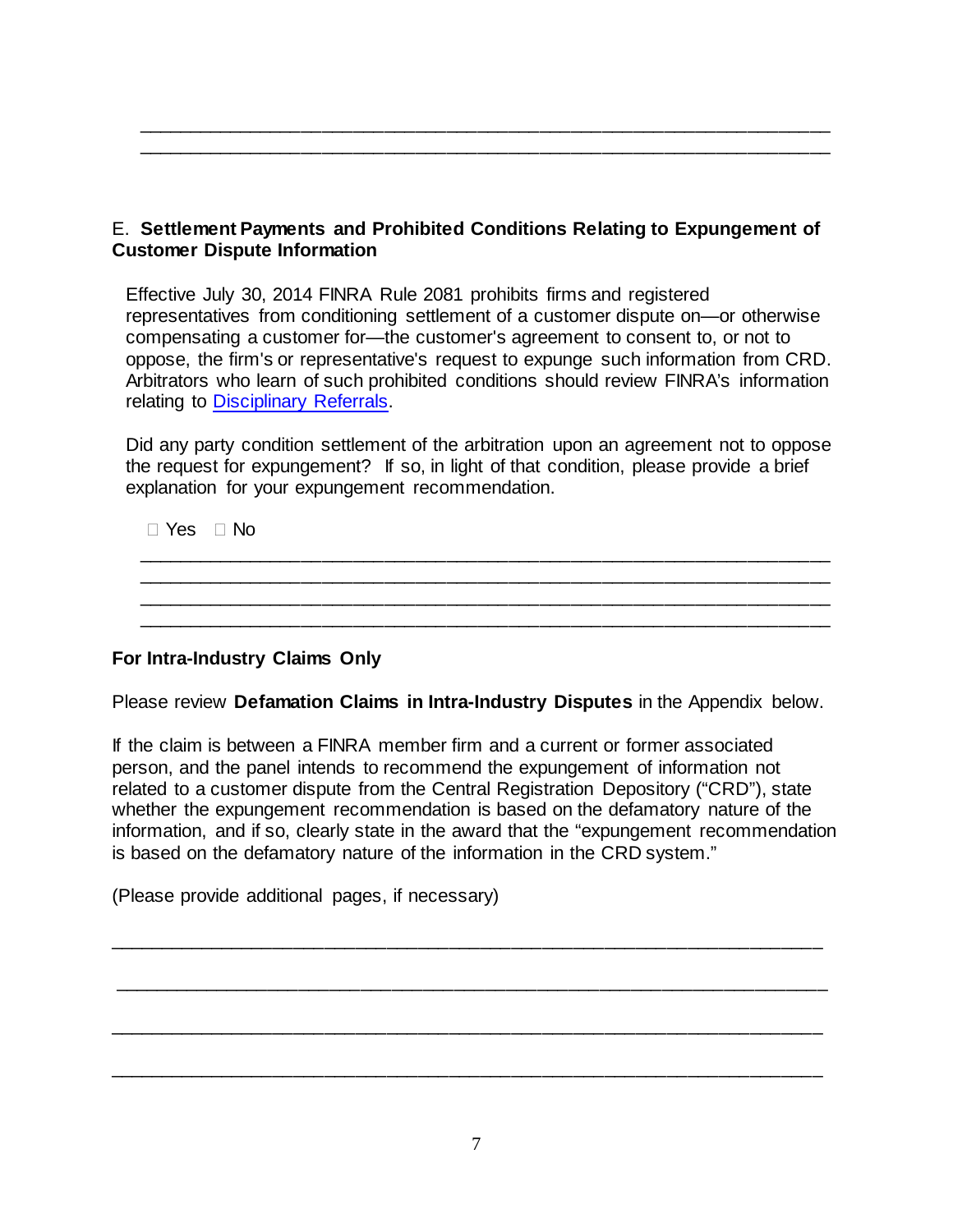\_\_\_\_\_\_\_\_\_\_\_\_\_\_\_\_\_\_\_\_\_\_\_\_\_\_\_\_\_\_\_\_\_\_\_\_\_\_\_\_\_\_\_\_\_\_\_\_\_\_\_\_\_\_\_\_\_\_\_\_\_\_\_\_\_\_\_\_
\_\_\_\_\_\_\_\_\_\_\_\_\_\_\_\_\_\_\_\_\_\_\_\_\_\_\_\_\_\_\_\_\_\_\_\_\_\_\_\_\_\_\_\_\_\_\_\_\_\_\_\_\_\_\_\_\_\_\_\_\_\_\_\_\_\_\_\_

E. **Settlement Payments and Prohibited Conditions Relating to Expungement of Customer Dispute Information**

Effective July 30, 2014 FINRA Rule 2081 prohibits firms and registered representatives from conditioning settlement of a customer dispute on—or otherwise compensating a customer for—the customer's agreement to consent to, or not to oppose, the firm's or representative's request to expunge such information from CRD. Arbitrators who learn of such prohibited conditions should review FINRA's information relating to [Disciplinary Referrals](Disciplinary Referrals).

Did any party condition settlement of the arbitration upon an agreement not to oppose the request for expungement? If so, in light of that condition, please provide a brief explanation for your expungement recommendation.

☐ Yes ☐ No

\_\_\_\_\_\_\_\_\_\_\_\_\_\_\_\_\_\_\_\_\_\_\_\_\_\_\_\_\_\_\_\_\_\_\_\_\_\_\_\_\_\_\_\_\_\_\_\_\_\_\_\_\_\_\_\_\_\_\_\_\_\_\_\_\_\_\_\_
\_\_\_\_\_\_\_\_\_\_\_\_\_\_\_\_\_\_\_\_\_\_\_\_\_\_\_\_\_\_\_\_\_\_\_\_\_\_\_\_\_\_\_\_\_\_\_\_\_\_\_\_\_\_\_\_\_\_\_\_\_\_\_\_\_\_\_\_
\_\_\_\_\_\_\_\_\_\_\_\_\_\_\_\_\_\_\_\_\_\_\_\_\_\_\_\_\_\_\_\_\_\_\_\_\_\_\_\_\_\_\_\_\_\_\_\_\_\_\_\_\_\_\_\_\_\_\_\_\_\_\_\_\_\_\_\_
\_\_\_\_\_\_\_\_\_\_\_\_\_\_\_\_\_\_\_\_\_\_\_\_\_\_\_\_\_\_\_\_\_\_\_\_\_\_\_\_\_\_\_\_\_\_\_\_\_\_\_\_\_\_\_\_\_\_\_\_\_\_\_\_\_\_\_\_

**For Intra-Industry Claims Only**

Please review **Defamation Claims in Intra-Industry Disputes** in the Appendix below.

If the claim is between a FINRA member firm and a current or former associated person, and the panel intends to recommend the expungement of information not related to a customer dispute from the Central Registration Depository ("CRD"), state whether the expungement recommendation is based on the defamatory nature of the information, and if so, clearly state in the award that the "expungement recommendation is based on the defamatory nature of the information in the CRD system."

(Please provide additional pages, if necessary)

\_\_\_\_\_\_\_\_\_\_\_\_\_\_\_\_\_\_\_\_\_\_\_\_\_\_\_\_\_\_\_\_\_\_\_\_\_\_\_\_\_\_\_\_\_\_\_\_\_\_\_\_\_\_\_\_\_\_\_\_\_\_\_\_\_\_\_\_

\_\_\_\_\_\_\_\_\_\_\_\_\_\_\_\_\_\_\_\_\_\_\_\_\_\_\_\_\_\_\_\_\_\_\_\_\_\_\_\_\_\_\_\_\_\_\_\_\_\_\_\_\_\_\_\_\_\_\_\_\_\_\_\_\_\_\_\_

\_\_\_\_\_\_\_\_\_\_\_\_\_\_\_\_\_\_\_\_\_\_\_\_\_\_\_\_\_\_\_\_\_\_\_\_\_\_\_\_\_\_\_\_\_\_\_\_\_\_\_\_\_\_\_\_\_\_\_\_\_\_\_\_\_\_\_\_

\_\_\_\_\_\_\_\_\_\_\_\_\_\_\_\_\_\_\_\_\_\_\_\_\_\_\_\_\_\_\_\_\_\_\_\_\_\_\_\_\_\_\_\_\_\_\_\_\_\_\_\_\_\_\_\_\_\_\_\_\_\_\_\_\_\_\_\_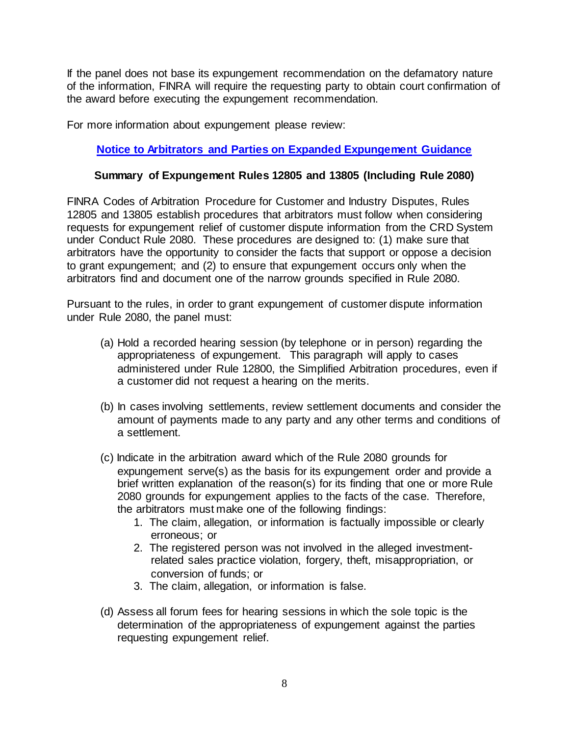If the panel does not base its expungement recommendation on the defamatory nature of the information, FINRA will require the requesting party to obtain court confirmation of the award before executing the expungement recommendation.

For more information about expungement please review:

**Notice to Arbitrators and Parties on Expanded Expungement Guidance**

### Summary of Expungement Rules 12805 and 13805 (Including Rule 2080)

FINRA Codes of Arbitration Procedure for Customer and Industry Disputes, Rules 12805 and 13805 establish procedures that arbitrators must follow when considering requests for expungement relief of customer dispute information from the CRD System under Conduct Rule 2080. These procedures are designed to: (1) make sure that arbitrators have the opportunity to consider the facts that support or oppose a decision to grant expungement; and (2) to ensure that expungement occurs only when the arbitrators find and document one of the narrow grounds specified in Rule 2080.

Pursuant to the rules, in order to grant expungement of customer dispute information under Rule 2080, the panel must:

(a) Hold a recorded hearing session (by telephone or in person) regarding the appropriateness of expungement. This paragraph will apply to cases administered under Rule 12800, the Simplified Arbitration procedures, even if a customer did not request a hearing on the merits.

(b) In cases involving settlements, review settlement documents and consider the amount of payments made to any party and any other terms and conditions of a settlement.

(c) Indicate in the arbitration award which of the Rule 2080 grounds for expungement serve(s) as the basis for its expungement order and provide a brief written explanation of the reason(s) for its finding that one or more Rule 2080 grounds for expungement applies to the facts of the case. Therefore, the arbitrators must make one of the following findings:
   1. The claim, allegation, or information is factually impossible or clearly erroneous; or
   2. The registered person was not involved in the alleged investment-related sales practice violation, forgery, theft, misappropriation, or conversion of funds; or
   3. The claim, allegation, or information is false.

(d) Assess all forum fees for hearing sessions in which the sole topic is the determination of the appropriateness of expungement against the parties requesting expungement relief.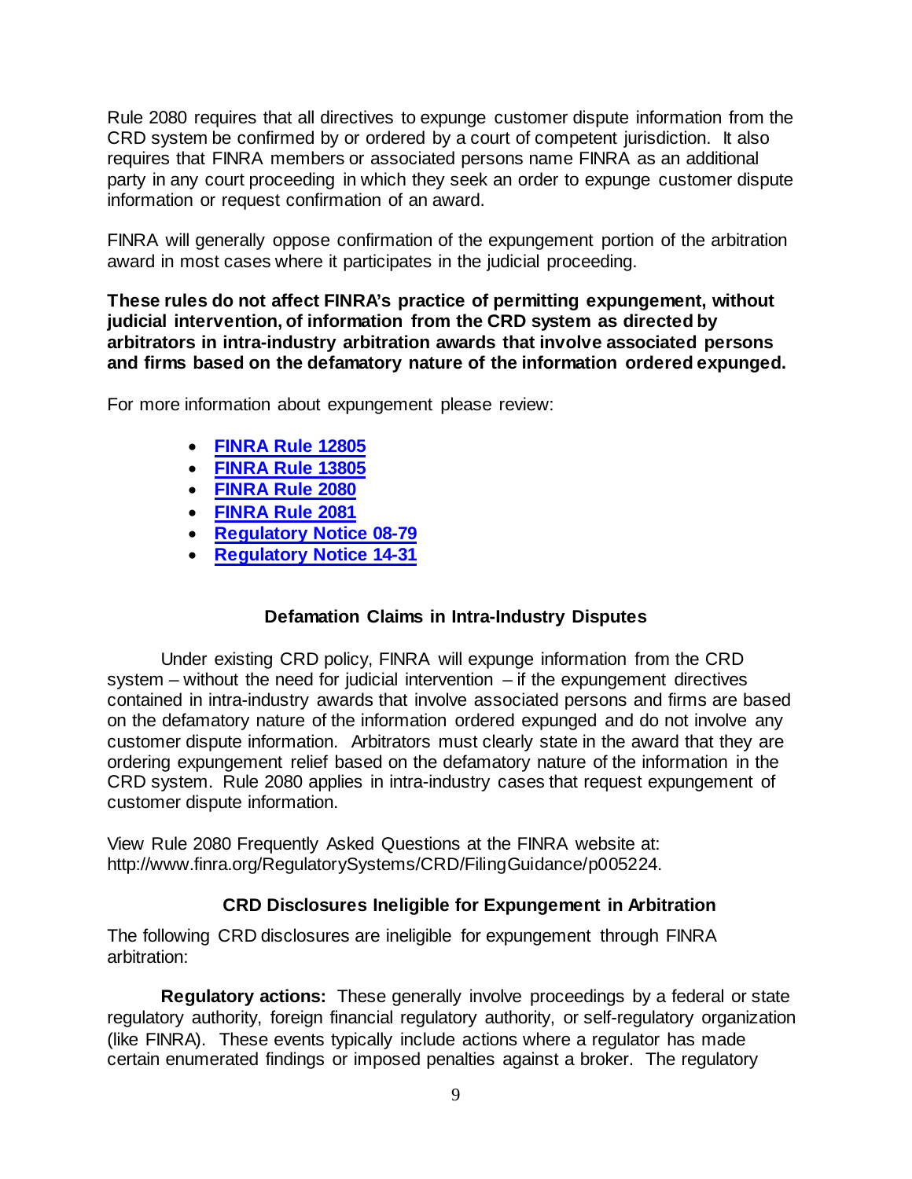Rule 2080 requires that all directives to expunge customer dispute information from the CRD system be confirmed by or ordered by a court of competent jurisdiction. It also requires that FINRA members or associated persons name FINRA as an additional party in any court proceeding in which they seek an order to expunge customer dispute information or request confirmation of an award.

FINRA will generally oppose confirmation of the expungement portion of the arbitration award in most cases where it participates in the judicial proceeding.

**These rules do not affect FINRA's practice of permitting expungement, without judicial intervention, of information from the CRD system as directed by arbitrators in intra-industry arbitration awards that involve associated persons and firms based on the defamatory nature of the information ordered expunged.**

For more information about expungement please review:

- **FINRA Rule 12805**
- **FINRA Rule 13805**
- **FINRA Rule 2080**
- **FINRA Rule 2081**
- **Regulatory Notice 08-79**
- **Regulatory Notice 14-31**

## Defamation Claims in Intra-Industry Disputes

Under existing CRD policy, FINRA will expunge information from the CRD system – without the need for judicial intervention – if the expungement directives contained in intra-industry awards that involve associated persons and firms are based on the defamatory nature of the information ordered expunged and do not involve any customer dispute information. Arbitrators must clearly state in the award that they are ordering expungement relief based on the defamatory nature of the information in the CRD system. Rule 2080 applies in intra-industry cases that request expungement of customer dispute information.

View Rule 2080 Frequently Asked Questions at the FINRA website at: http://www.finra.org/RegulatorySystems/CRD/FilingGuidance/p005224.

## CRD Disclosures Ineligible for Expungement in Arbitration

The following CRD disclosures are ineligible for expungement through FINRA arbitration:

**Regulatory actions:** These generally involve proceedings by a federal or state regulatory authority, foreign financial regulatory authority, or self-regulatory organization (like FINRA). These events typically include actions where a regulator has made certain enumerated findings or imposed penalties against a broker. The regulatory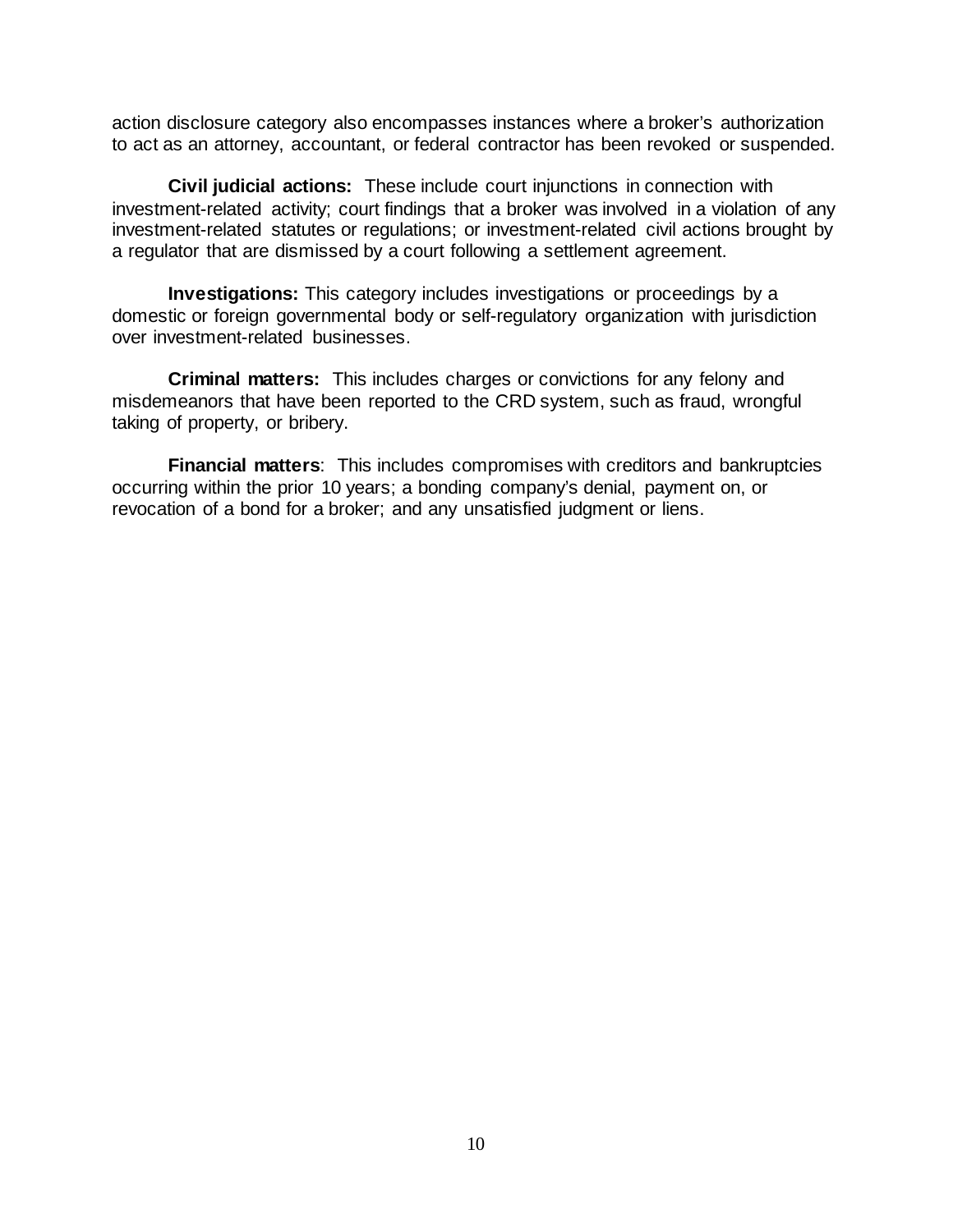action disclosure category also encompasses instances where a broker's authorization to act as an attorney, accountant, or federal contractor has been revoked or suspended.

**Civil judicial actions:** These include court injunctions in connection with investment-related activity; court findings that a broker was involved in a violation of any investment-related statutes or regulations; or investment-related civil actions brought by a regulator that are dismissed by a court following a settlement agreement.

**Investigations:** This category includes investigations or proceedings by a domestic or foreign governmental body or self-regulatory organization with jurisdiction over investment-related businesses.

**Criminal matters:** This includes charges or convictions for any felony and misdemeanors that have been reported to the CRD system, such as fraud, wrongful taking of property, or bribery.

**Financial matters**: This includes compromises with creditors and bankruptcies occurring within the prior 10 years; a bonding company's denial, payment on, or revocation of a bond for a broker; and any unsatisfied judgment or liens.